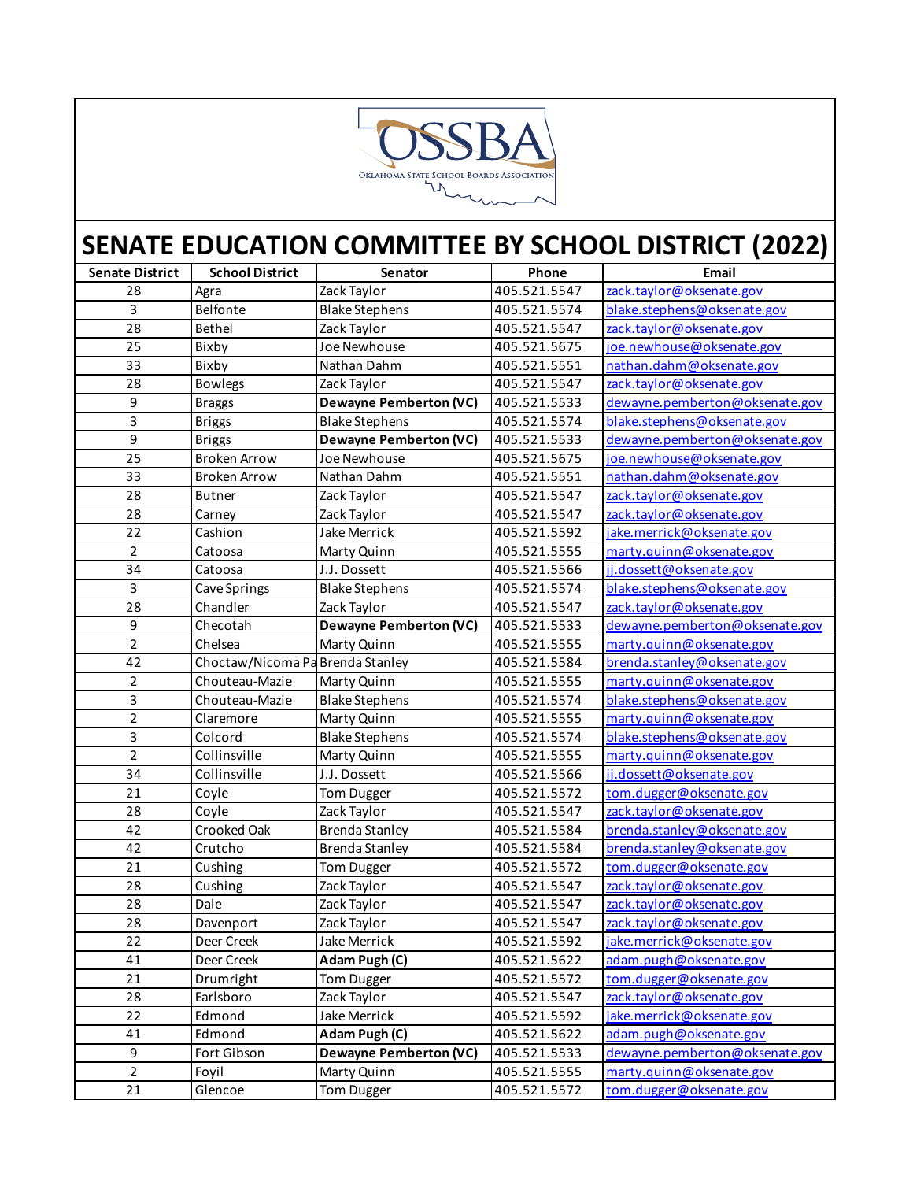OSSBA
OKLAHOMA STATE SCHOOL BOARDS ASSOCIATION

# SENATE EDUCATION COMMITTEE BY SCHOOL DISTRICT (2022)

| Senate District | School District | Senator | Phone | Email |
|---|---|---|---|---|
| 28 | Agra | Zack Taylor | 405.521.5547 | zack.taylor@oksenate.gov |
| 3 | Belfonte | Blake Stephens | 405.521.5574 | blake.stephens@oksenate.gov |
| 28 | Bethel | Zack Taylor | 405.521.5547 | zack.taylor@oksenate.gov |
| 25 | Bixby | Joe Newhouse | 405.521.5675 | joe.newhouse@oksenate.gov |
| 33 | Bixby | Nathan Dahm | 405.521.5551 | nathan.dahm@oksenate.gov |
| 28 | Bowlegs | Zack Taylor | 405.521.5547 | zack.taylor@oksenate.gov |
| 9 | Braggs | **Dewayne Pemberton (VC)** | 405.521.5533 | dewayne.pemberton@oksenate.gov |
| 3 | Briggs | Blake Stephens | 405.521.5574 | blake.stephens@oksenate.gov |
| 9 | Briggs | **Dewayne Pemberton (VC)** | 405.521.5533 | dewayne.pemberton@oksenate.gov |
| 25 | Broken Arrow | Joe Newhouse | 405.521.5675 | joe.newhouse@oksenate.gov |
| 33 | Broken Arrow | Nathan Dahm | 405.521.5551 | nathan.dahm@oksenate.gov |
| 28 | Butner | Zack Taylor | 405.521.5547 | zack.taylor@oksenate.gov |
| 28 | Carney | Zack Taylor | 405.521.5547 | zack.taylor@oksenate.gov |
| 22 | Cashion | Jake Merrick | 405.521.5592 | jake.merrick@oksenate.gov |
| 2 | Catoosa | Marty Quinn | 405.521.5555 | marty.quinn@oksenate.gov |
| 34 | Catoosa | J.J. Dossett | 405.521.5566 | jj.dossett@oksenate.gov |
| 3 | Cave Springs | Blake Stephens | 405.521.5574 | blake.stephens@oksenate.gov |
| 28 | Chandler | Zack Taylor | 405.521.5547 | zack.taylor@oksenate.gov |
| 9 | Checotah | **Dewayne Pemberton (VC)** | 405.521.5533 | dewayne.pemberton@oksenate.gov |
| 2 | Chelsea | Marty Quinn | 405.521.5555 | marty.quinn@oksenate.gov |
| 42 | Choctaw/Nicoma Pa | Brenda Stanley | 405.521.5584 | brenda.stanley@oksenate.gov |
| 2 | Chouteau-Mazie | Marty Quinn | 405.521.5555 | marty.quinn@oksenate.gov |
| 3 | Chouteau-Mazie | Blake Stephens | 405.521.5574 | blake.stephens@oksenate.gov |
| 2 | Claremore | Marty Quinn | 405.521.5555 | marty.quinn@oksenate.gov |
| 3 | Colcord | Blake Stephens | 405.521.5574 | blake.stephens@oksenate.gov |
| 2 | Collinsville | Marty Quinn | 405.521.5555 | marty.quinn@oksenate.gov |
| 34 | Collinsville | J.J. Dossett | 405.521.5566 | jj.dossett@oksenate.gov |
| 21 | Coyle | Tom Dugger | 405.521.5572 | tom.dugger@oksenate.gov |
| 28 | Coyle | Zack Taylor | 405.521.5547 | zack.taylor@oksenate.gov |
| 42 | Crooked Oak | Brenda Stanley | 405.521.5584 | brenda.stanley@oksenate.gov |
| 42 | Crutcho | Brenda Stanley | 405.521.5584 | brenda.stanley@oksenate.gov |
| 21 | Cushing | Tom Dugger | 405.521.5572 | tom.dugger@oksenate.gov |
| 28 | Cushing | Zack Taylor | 405.521.5547 | zack.taylor@oksenate.gov |
| 28 | Dale | Zack Taylor | 405.521.5547 | zack.taylor@oksenate.gov |
| 28 | Davenport | Zack Taylor | 405.521.5547 | zack.taylor@oksenate.gov |
| 22 | Deer Creek | Jake Merrick | 405.521.5592 | jake.merrick@oksenate.gov |
| 41 | Deer Creek | **Adam Pugh (C)** | 405.521.5622 | adam.pugh@oksenate.gov |
| 21 | Drumright | Tom Dugger | 405.521.5572 | tom.dugger@oksenate.gov |
| 28 | Earlsboro | Zack Taylor | 405.521.5547 | zack.taylor@oksenate.gov |
| 22 | Edmond | Jake Merrick | 405.521.5592 | jake.merrick@oksenate.gov |
| 41 | Edmond | **Adam Pugh (C)** | 405.521.5622 | adam.pugh@oksenate.gov |
| 9 | Fort Gibson | **Dewayne Pemberton (VC)** | 405.521.5533 | dewayne.pemberton@oksenate.gov |
| 2 | Foyil | Marty Quinn | 405.521.5555 | marty.quinn@oksenate.gov |
| 21 | Glencoe | Tom Dugger | 405.521.5572 | tom.dugger@oksenate.gov |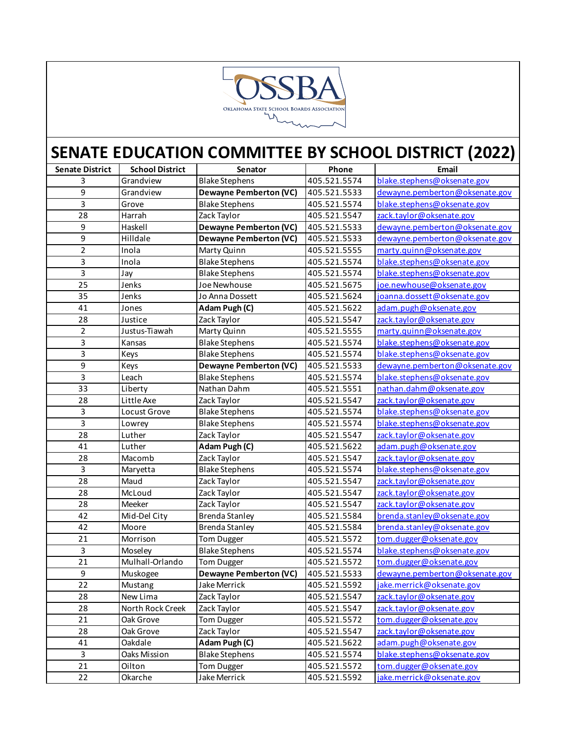# SENATE EDUCATION COMMITTEE BY SCHOOL DISTRICT (2022)

| Senate District | School District | Senator | Phone | Email |
|---|---|---|---|---|
| 3 | Grandview | Blake Stephens | 405.521.5574 | blake.stephens@oksenate.gov |
| 9 | Grandview | **Dewayne Pemberton (VC)** | 405.521.5533 | dewayne.pemberton@oksenate.gov |
| 3 | Grove | Blake Stephens | 405.521.5574 | blake.stephens@oksenate.gov |
| 28 | Harrah | Zack Taylor | 405.521.5547 | zack.taylor@oksenate.gov |
| 9 | Haskell | **Dewayne Pemberton (VC)** | 405.521.5533 | dewayne.pemberton@oksenate.gov |
| 9 | Hilldale | **Dewayne Pemberton (VC)** | 405.521.5533 | dewayne.pemberton@oksenate.gov |
| 2 | Inola | Marty Quinn | 405.521.5555 | marty.quinn@oksenate.gov |
| 3 | Inola | Blake Stephens | 405.521.5574 | blake.stephens@oksenate.gov |
| 3 | Jay | Blake Stephens | 405.521.5574 | blake.stephens@oksenate.gov |
| 25 | Jenks | Joe Newhouse | 405.521.5675 | joe.newhouse@oksenate.gov |
| 35 | Jenks | Jo Anna Dossett | 405.521.5624 | joanna.dossett@oksenate.gov |
| 41 | Jones | **Adam Pugh (C)** | 405.521.5622 | adam.pugh@oksenate.gov |
| 28 | Justice | Zack Taylor | 405.521.5547 | zack.taylor@oksenate.gov |
| 2 | Justus-Tiawah | Marty Quinn | 405.521.5555 | marty.quinn@oksenate.gov |
| 3 | Kansas | Blake Stephens | 405.521.5574 | blake.stephens@oksenate.gov |
| 3 | Keys | Blake Stephens | 405.521.5574 | blake.stephens@oksenate.gov |
| 9 | Keys | **Dewayne Pemberton (VC)** | 405.521.5533 | dewayne.pemberton@oksenate.gov |
| 3 | Leach | Blake Stephens | 405.521.5574 | blake.stephens@oksenate.gov |
| 33 | Liberty | Nathan Dahm | 405.521.5551 | nathan.dahm@oksenate.gov |
| 28 | Little Axe | Zack Taylor | 405.521.5547 | zack.taylor@oksenate.gov |
| 3 | Locust Grove | Blake Stephens | 405.521.5574 | blake.stephens@oksenate.gov |
| 3 | Lowrey | Blake Stephens | 405.521.5574 | blake.stephens@oksenate.gov |
| 28 | Luther | Zack Taylor | 405.521.5547 | zack.taylor@oksenate.gov |
| 41 | Luther | **Adam Pugh (C)** | 405.521.5622 | adam.pugh@oksenate.gov |
| 28 | Macomb | Zack Taylor | 405.521.5547 | zack.taylor@oksenate.gov |
| 3 | Maryetta | Blake Stephens | 405.521.5574 | blake.stephens@oksenate.gov |
| 28 | Maud | Zack Taylor | 405.521.5547 | zack.taylor@oksenate.gov |
| 28 | McLoud | Zack Taylor | 405.521.5547 | zack.taylor@oksenate.gov |
| 28 | Meeker | Zack Taylor | 405.521.5547 | zack.taylor@oksenate.gov |
| 42 | Mid-Del City | Brenda Stanley | 405.521.5584 | brenda.stanley@oksenate.gov |
| 42 | Moore | Brenda Stanley | 405.521.5584 | brenda.stanley@oksenate.gov |
| 21 | Morrison | Tom Dugger | 405.521.5572 | tom.dugger@oksenate.gov |
| 3 | Moseley | Blake Stephens | 405.521.5574 | blake.stephens@oksenate.gov |
| 21 | Mulhall-Orlando | Tom Dugger | 405.521.5572 | tom.dugger@oksenate.gov |
| 9 | Muskogee | **Dewayne Pemberton (VC)** | 405.521.5533 | dewayne.pemberton@oksenate.gov |
| 22 | Mustang | Jake Merrick | 405.521.5592 | jake.merrick@oksenate.gov |
| 28 | New Lima | Zack Taylor | 405.521.5547 | zack.taylor@oksenate.gov |
| 28 | North Rock Creek | Zack Taylor | 405.521.5547 | zack.taylor@oksenate.gov |
| 21 | Oak Grove | Tom Dugger | 405.521.5572 | tom.dugger@oksenate.gov |
| 28 | Oak Grove | Zack Taylor | 405.521.5547 | zack.taylor@oksenate.gov |
| 41 | Oakdale | **Adam Pugh (C)** | 405.521.5622 | adam.pugh@oksenate.gov |
| 3 | Oaks Mission | Blake Stephens | 405.521.5574 | blake.stephens@oksenate.gov |
| 21 | Oilton | Tom Dugger | 405.521.5572 | tom.dugger@oksenate.gov |
| 22 | Okarche | Jake Merrick | 405.521.5592 | jake.merrick@oksenate.gov |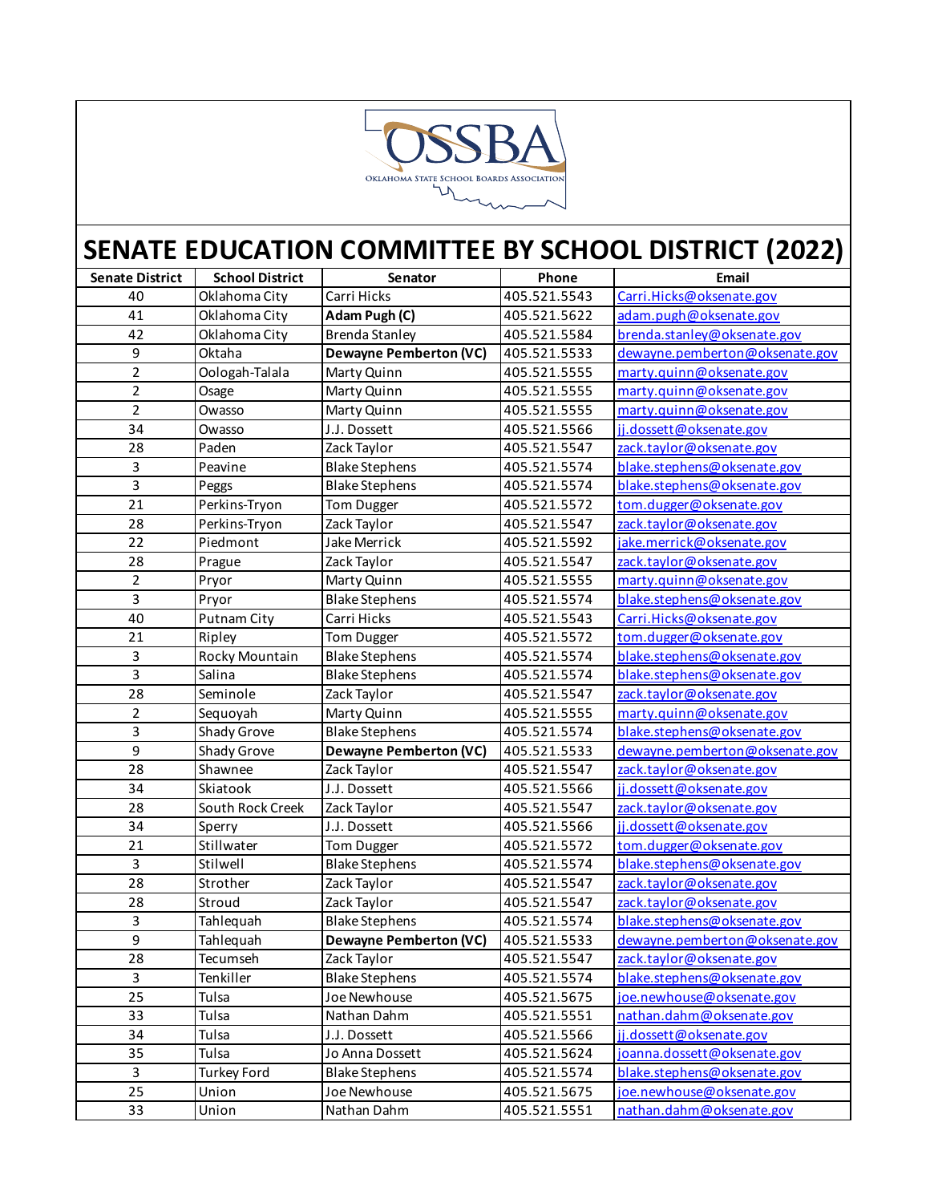OSSBA

Oklahoma State School Boards Association

# SENATE EDUCATION COMMITTEE BY SCHOOL DISTRICT (2022)

| Senate District | School District | Senator | Phone | Email |
|---|---|---|---|---|
| 40 | Oklahoma City | Carri Hicks | 405.521.5543 | Carri.Hicks@oksenate.gov |
| 41 | Oklahoma City | **Adam Pugh (C)** | 405.521.5622 | adam.pugh@oksenate.gov |
| 42 | Oklahoma City | Brenda Stanley | 405.521.5584 | brenda.stanley@oksenate.gov |
| 9 | Oktaha | **Dewayne Pemberton (VC)** | 405.521.5533 | dewayne.pemberton@oksenate.gov |
| 2 | Oologah-Talala | Marty Quinn | 405.521.5555 | marty.quinn@oksenate.gov |
| 2 | Osage | Marty Quinn | 405.521.5555 | marty.quinn@oksenate.gov |
| 2 | Owasso | Marty Quinn | 405.521.5555 | marty.quinn@oksenate.gov |
| 34 | Owasso | J.J. Dossett | 405.521.5566 | jj.dossett@oksenate.gov |
| 28 | Paden | Zack Taylor | 405.521.5547 | zack.taylor@oksenate.gov |
| 3 | Peavine | Blake Stephens | 405.521.5574 | blake.stephens@oksenate.gov |
| 3 | Peggs | Blake Stephens | 405.521.5574 | blake.stephens@oksenate.gov |
| 21 | Perkins-Tryon | Tom Dugger | 405.521.5572 | tom.dugger@oksenate.gov |
| 28 | Perkins-Tryon | Zack Taylor | 405.521.5547 | zack.taylor@oksenate.gov |
| 22 | Piedmont | Jake Merrick | 405.521.5592 | jake.merrick@oksenate.gov |
| 28 | Prague | Zack Taylor | 405.521.5547 | zack.taylor@oksenate.gov |
| 2 | Pryor | Marty Quinn | 405.521.5555 | marty.quinn@oksenate.gov |
| 3 | Pryor | Blake Stephens | 405.521.5574 | blake.stephens@oksenate.gov |
| 40 | Putnam City | Carri Hicks | 405.521.5543 | Carri.Hicks@oksenate.gov |
| 21 | Ripley | Tom Dugger | 405.521.5572 | tom.dugger@oksenate.gov |
| 3 | Rocky Mountain | Blake Stephens | 405.521.5574 | blake.stephens@oksenate.gov |
| 3 | Salina | Blake Stephens | 405.521.5574 | blake.stephens@oksenate.gov |
| 28 | Seminole | Zack Taylor | 405.521.5547 | zack.taylor@oksenate.gov |
| 2 | Sequoyah | Marty Quinn | 405.521.5555 | marty.quinn@oksenate.gov |
| 3 | Shady Grove | Blake Stephens | 405.521.5574 | blake.stephens@oksenate.gov |
| 9 | Shady Grove | **Dewayne Pemberton (VC)** | 405.521.5533 | dewayne.pemberton@oksenate.gov |
| 28 | Shawnee | Zack Taylor | 405.521.5547 | zack.taylor@oksenate.gov |
| 34 | Skiatook | J.J. Dossett | 405.521.5566 | jj.dossett@oksenate.gov |
| 28 | South Rock Creek | Zack Taylor | 405.521.5547 | zack.taylor@oksenate.gov |
| 34 | Sperry | J.J. Dossett | 405.521.5566 | jj.dossett@oksenate.gov |
| 21 | Stillwater | Tom Dugger | 405.521.5572 | tom.dugger@oksenate.gov |
| 3 | Stilwell | Blake Stephens | 405.521.5574 | blake.stephens@oksenate.gov |
| 28 | Strother | Zack Taylor | 405.521.5547 | zack.taylor@oksenate.gov |
| 28 | Stroud | Zack Taylor | 405.521.5547 | zack.taylor@oksenate.gov |
| 3 | Tahlequah | Blake Stephens | 405.521.5574 | blake.stephens@oksenate.gov |
| 9 | Tahlequah | **Dewayne Pemberton (VC)** | 405.521.5533 | dewayne.pemberton@oksenate.gov |
| 28 | Tecumseh | Zack Taylor | 405.521.5547 | zack.taylor@oksenate.gov |
| 3 | Tenkiller | Blake Stephens | 405.521.5574 | blake.stephens@oksenate.gov |
| 25 | Tulsa | Joe Newhouse | 405.521.5675 | joe.newhouse@oksenate.gov |
| 33 | Tulsa | Nathan Dahm | 405.521.5551 | nathan.dahm@oksenate.gov |
| 34 | Tulsa | J.J. Dossett | 405.521.5566 | jj.dossett@oksenate.gov |
| 35 | Tulsa | Jo Anna Dossett | 405.521.5624 | joanna.dossett@oksenate.gov |
| 3 | Turkey Ford | Blake Stephens | 405.521.5574 | blake.stephens@oksenate.gov |
| 25 | Union | Joe Newhouse | 405.521.5675 | joe.newhouse@oksenate.gov |
| 33 | Union | Nathan Dahm | 405.521.5551 | nathan.dahm@oksenate.gov |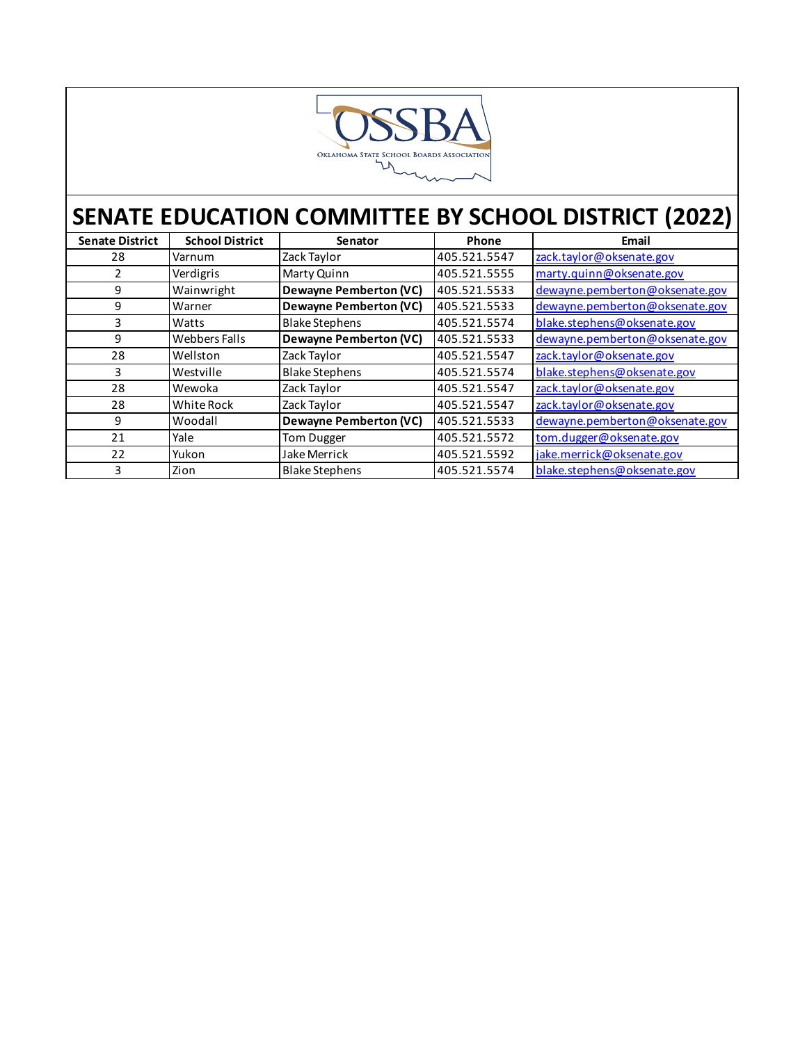# SENATE EDUCATION COMMITTEE BY SCHOOL DISTRICT (2022)

| Senate District | School District | Senator | Phone | Email |
|---|---|---|---|---|
| 28 | Varnum | Zack Taylor | 405.521.5547 | zack.taylor@oksenate.gov |
| 2 | Verdigris | Marty Quinn | 405.521.5555 | marty.quinn@oksenate.gov |
| 9 | Wainwright | **Dewayne Pemberton (VC)** | 405.521.5533 | dewayne.pemberton@oksenate.gov |
| 9 | Warner | **Dewayne Pemberton (VC)** | 405.521.5533 | dewayne.pemberton@oksenate.gov |
| 3 | Watts | Blake Stephens | 405.521.5574 | blake.stephens@oksenate.gov |
| 9 | Webbers Falls | **Dewayne Pemberton (VC)** | 405.521.5533 | dewayne.pemberton@oksenate.gov |
| 28 | Wellston | Zack Taylor | 405.521.5547 | zack.taylor@oksenate.gov |
| 3 | Westville | Blake Stephens | 405.521.5574 | blake.stephens@oksenate.gov |
| 28 | Wewoka | Zack Taylor | 405.521.5547 | zack.taylor@oksenate.gov |
| 28 | White Rock | Zack Taylor | 405.521.5547 | zack.taylor@oksenate.gov |
| 9 | Woodall | **Dewayne Pemberton (VC)** | 405.521.5533 | dewayne.pemberton@oksenate.gov |
| 21 | Yale | Tom Dugger | 405.521.5572 | tom.dugger@oksenate.gov |
| 22 | Yukon | Jake Merrick | 405.521.5592 | jake.merrick@oksenate.gov |
| 3 | Zion | Blake Stephens | 405.521.5574 | blake.stephens@oksenate.gov |